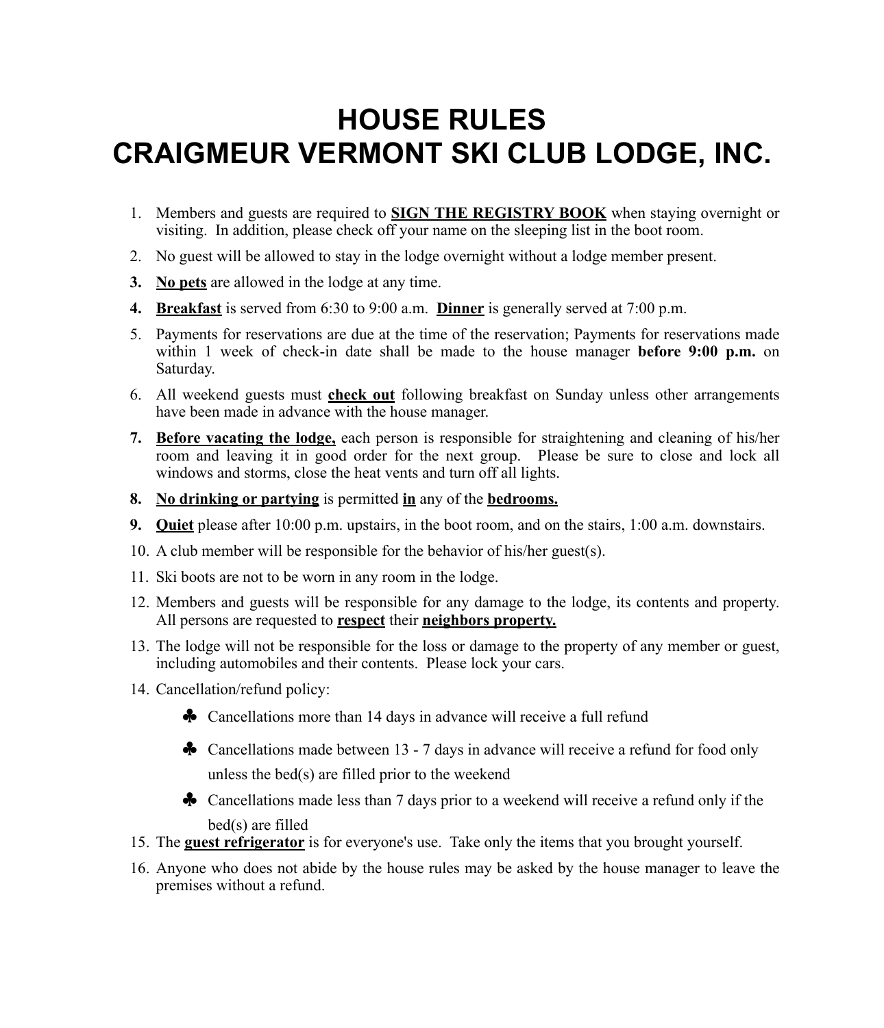# HOUSE RULES
# CRAIGMEUR VERMONT SKI CLUB LODGE, INC.

1. Members and guests are required to **SIGN THE REGISTRY BOOK** when staying overnight or visiting. In addition, please check off your name on the sleeping list in the boot room.
2. No guest will be allowed to stay in the lodge overnight without a lodge member present.
3. **No pets** are allowed in the lodge at any time.
4. **Breakfast** is served from 6:30 to 9:00 a.m. **Dinner** is generally served at 7:00 p.m.
5. Payments for reservations are due at the time of the reservation; Payments for reservations made within 1 week of check-in date shall be made to the house manager **before 9:00 p.m.** on Saturday.
6. All weekend guests must **check out** following breakfast on Sunday unless other arrangements have been made in advance with the house manager.
7. **Before vacating the lodge,** each person is responsible for straightening and cleaning of his/her room and leaving it in good order for the next group. Please be sure to close and lock all windows and storms, close the heat vents and turn off all lights.
8. **No drinking or partying** is permitted **in** any of the **bedrooms.**
9. **Quiet** please after 10:00 p.m. upstairs, in the boot room, and on the stairs, 1:00 a.m. downstairs.
10. A club member will be responsible for the behavior of his/her guest(s).
11. Ski boots are not to be worn in any room in the lodge.
12. Members and guests will be responsible for any damage to the lodge, its contents and property. All persons are requested to **respect** their **neighbors property.**
13. The lodge will not be responsible for the loss or damage to the property of any member or guest, including automobiles and their contents. Please lock your cars.
14. Cancellation/refund policy:
    - ♣ Cancellations more than 14 days in advance will receive a full refund
    - ♣ Cancellations made between 13 - 7 days in advance will receive a refund for food only unless the bed(s) are filled prior to the weekend
    - ♣ Cancellations made less than 7 days prior to a weekend will receive a refund only if the bed(s) are filled
15. The **guest refrigerator** is for everyone's use. Take only the items that you brought yourself.
16. Anyone who does not abide by the house rules may be asked by the house manager to leave the premises without a refund.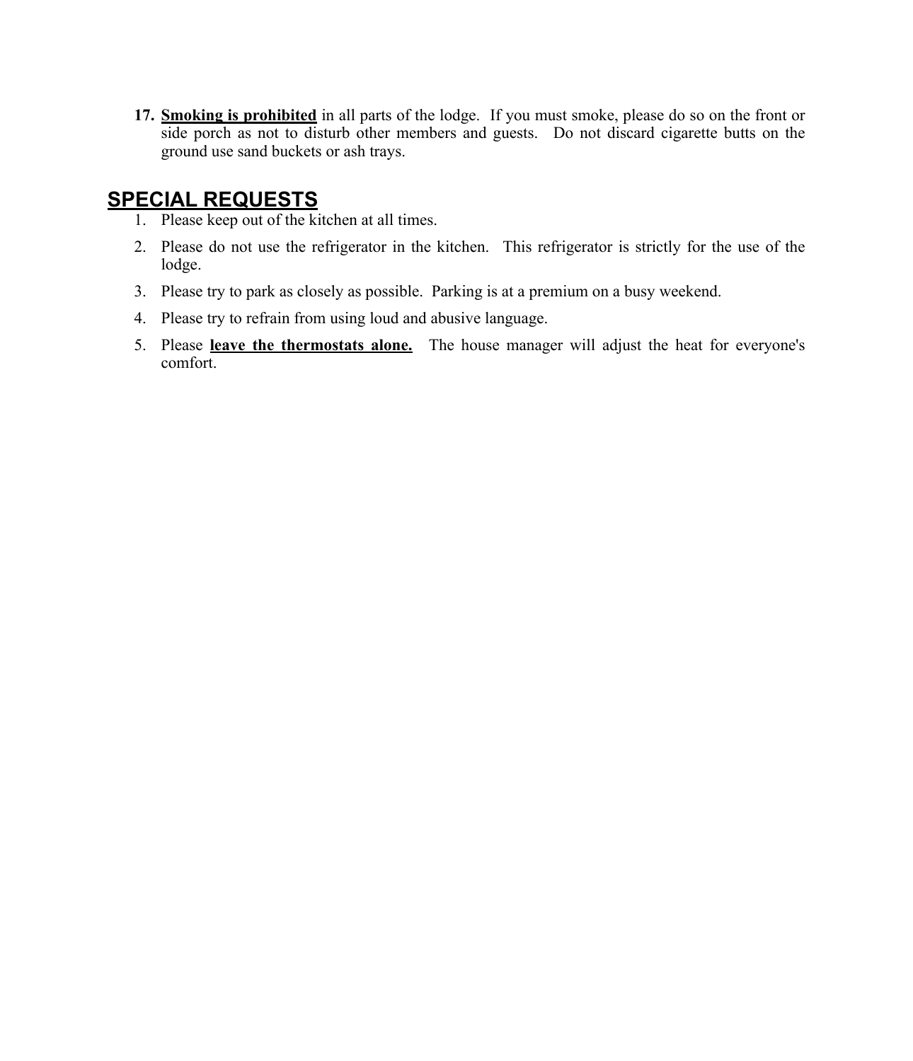17. **<u>Smoking is prohibited</u>** in all parts of the lodge. If you must smoke, please do so on the front or side porch as not to disturb other members and guests. Do not discard cigarette butts on the ground use sand buckets or ash trays.

## SPECIAL REQUESTS

1. Please keep out of the kitchen at all times.
2. Please do not use the refrigerator in the kitchen. This refrigerator is strictly for the use of the lodge.
3. Please try to park as closely as possible. Parking is at a premium on a busy weekend.
4. Please try to refrain from using loud and abusive language.
5. Please **<u>leave the thermostats alone.</u>** The house manager will adjust the heat for everyone's comfort.